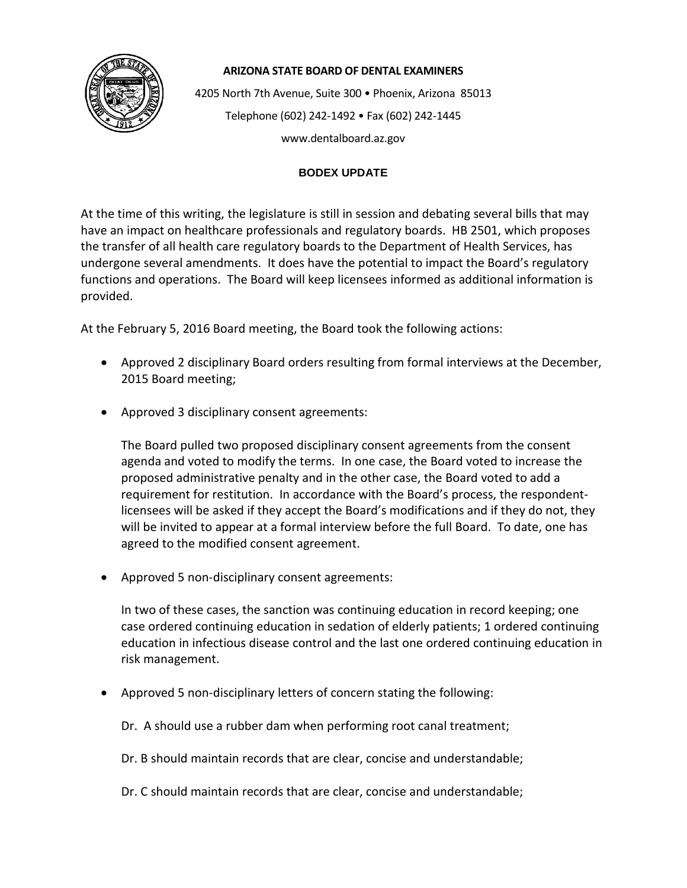**ARIZONA STATE BOARD OF DENTAL EXAMINERS**

4205 North 7th Avenue, Suite 300 • Phoenix, Arizona 85013

Telephone (602) 242-1492 • Fax (602) 242-1445

www.dentalboard.az.gov

## BODEX UPDATE

At the time of this writing, the legislature is still in session and debating several bills that may have an impact on healthcare professionals and regulatory boards. HB 2501, which proposes the transfer of all health care regulatory boards to the Department of Health Services, has undergone several amendments. It does have the potential to impact the Board's regulatory functions and operations. The Board will keep licensees informed as additional information is provided.

At the February 5, 2016 Board meeting, the Board took the following actions:

- Approved 2 disciplinary Board orders resulting from formal interviews at the December, 2015 Board meeting;

- Approved 3 disciplinary consent agreements:

  The Board pulled two proposed disciplinary consent agreements from the consent agenda and voted to modify the terms. In one case, the Board voted to increase the proposed administrative penalty and in the other case, the Board voted to add a requirement for restitution. In accordance with the Board's process, the respondent-licensees will be asked if they accept the Board's modifications and if they do not, they will be invited to appear at a formal interview before the full Board. To date, one has agreed to the modified consent agreement.

- Approved 5 non-disciplinary consent agreements:

  In two of these cases, the sanction was continuing education in record keeping; one case ordered continuing education in sedation of elderly patients; 1 ordered continuing education in infectious disease control and the last one ordered continuing education in risk management.

- Approved 5 non-disciplinary letters of concern stating the following:

  Dr. A should use a rubber dam when performing root canal treatment;

  Dr. B should maintain records that are clear, concise and understandable;

  Dr. C should maintain records that are clear, concise and understandable;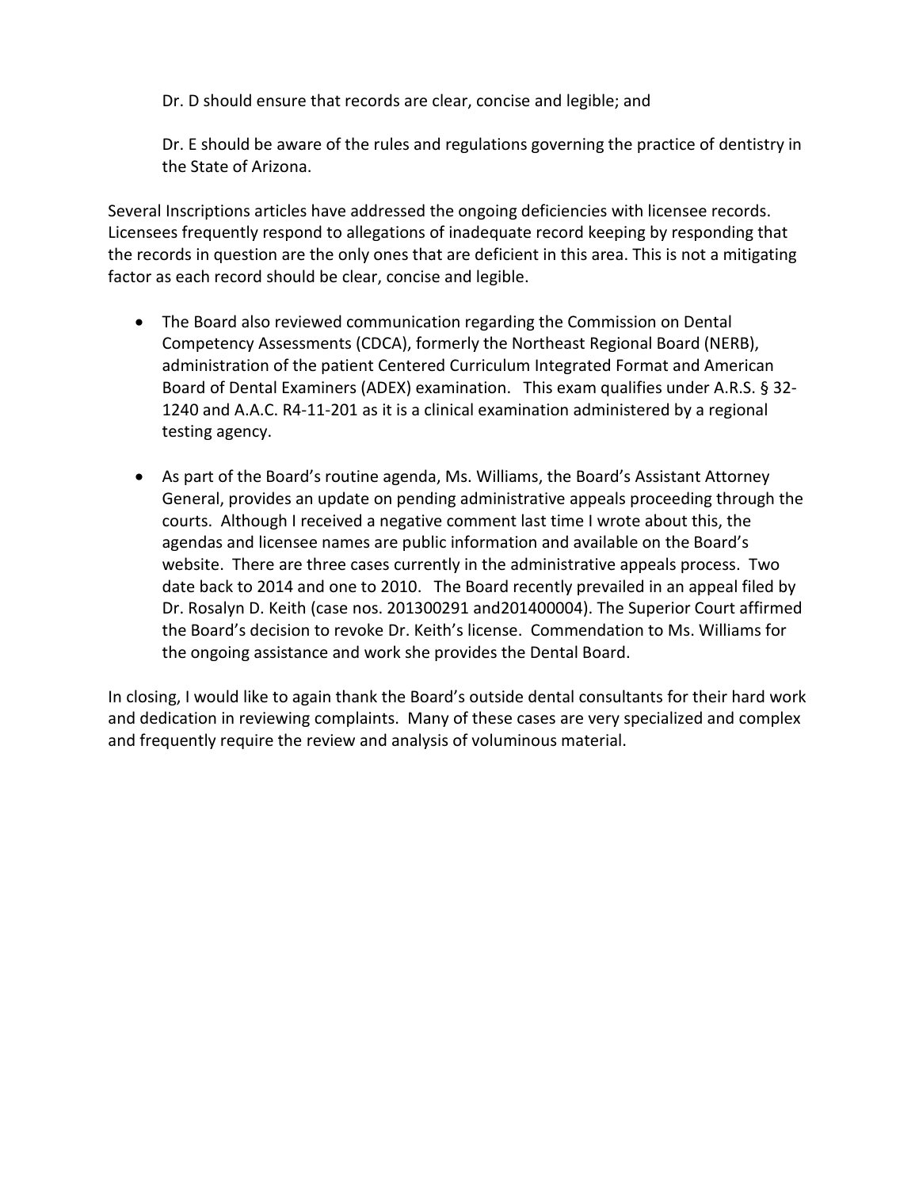Dr. D should ensure that records are clear, concise and legible; and

Dr. E should be aware of the rules and regulations governing the practice of dentistry in the State of Arizona.

Several Inscriptions articles have addressed the ongoing deficiencies with licensee records. Licensees frequently respond to allegations of inadequate record keeping by responding that the records in question are the only ones that are deficient in this area. This is not a mitigating factor as each record should be clear, concise and legible.

- The Board also reviewed communication regarding the Commission on Dental Competency Assessments (CDCA), formerly the Northeast Regional Board (NERB), administration of the patient Centered Curriculum Integrated Format and American Board of Dental Examiners (ADEX) examination. This exam qualifies under A.R.S. § 32-1240 and A.A.C. R4-11-201 as it is a clinical examination administered by a regional testing agency.

- As part of the Board's routine agenda, Ms. Williams, the Board's Assistant Attorney General, provides an update on pending administrative appeals proceeding through the courts. Although I received a negative comment last time I wrote about this, the agendas and licensee names are public information and available on the Board's website. There are three cases currently in the administrative appeals process. Two date back to 2014 and one to 2010. The Board recently prevailed in an appeal filed by Dr. Rosalyn D. Keith (case nos. 201300291 and201400004). The Superior Court affirmed the Board's decision to revoke Dr. Keith's license. Commendation to Ms. Williams for the ongoing assistance and work she provides the Dental Board.

In closing, I would like to again thank the Board's outside dental consultants for their hard work and dedication in reviewing complaints. Many of these cases are very specialized and complex and frequently require the review and analysis of voluminous material.